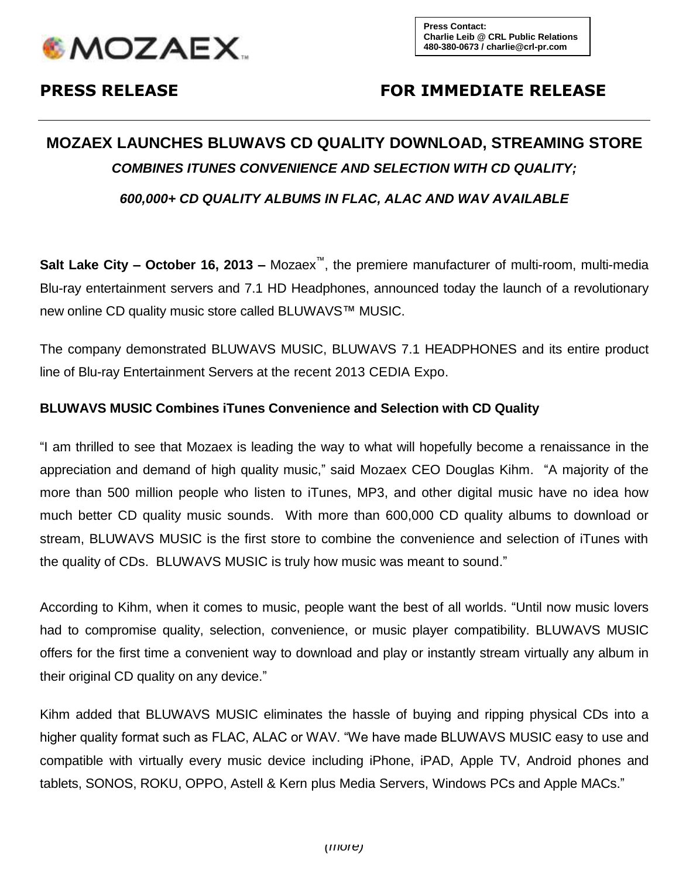MOZAEX™

**Press Contact:**
**Charlie Leib @ CRL Public Relations**
**480-380-0673 / charlie@crl-pr.com**

**PRESS RELEASE** **FOR IMMEDIATE RELEASE**

# MOZAEX LAUNCHES BLUWAVS CD QUALITY DOWNLOAD, STREAMING STORE

***COMBINES ITUNES CONVENIENCE AND SELECTION WITH CD QUALITY;***

***600,000+ CD QUALITY ALBUMS IN FLAC, ALAC AND WAV AVAILABLE***

**Salt Lake City – October 16, 2013 –** Mozaex™, the premiere manufacturer of multi-room, multi-media Blu-ray entertainment servers and 7.1 HD Headphones, announced today the launch of a revolutionary new online CD quality music store called BLUWAVS™ MUSIC.

The company demonstrated BLUWAVS MUSIC, BLUWAVS 7.1 HEADPHONES and its entire product line of Blu-ray Entertainment Servers at the recent 2013 CEDIA Expo.

**BLUWAVS MUSIC Combines iTunes Convenience and Selection with CD Quality**

"I am thrilled to see that Mozaex is leading the way to what will hopefully become a renaissance in the appreciation and demand of high quality music," said Mozaex CEO Douglas Kihm. "A majority of the more than 500 million people who listen to iTunes, MP3, and other digital music have no idea how much better CD quality music sounds. With more than 600,000 CD quality albums to download or stream, BLUWAVS MUSIC is the first store to combine the convenience and selection of iTunes with the quality of CDs. BLUWAVS MUSIC is truly how music was meant to sound."

According to Kihm, when it comes to music, people want the best of all worlds. "Until now music lovers had to compromise quality, selection, convenience, or music player compatibility. BLUWAVS MUSIC offers for the first time a convenient way to download and play or instantly stream virtually any album in their original CD quality on any device."

Kihm added that BLUWAVS MUSIC eliminates the hassle of buying and ripping physical CDs into a higher quality format such as FLAC, ALAC or WAV. "We have made BLUWAVS MUSIC easy to use and compatible with virtually every music device including iPhone, iPAD, Apple TV, Android phones and tablets, SONOS, ROKU, OPPO, Astell & Kern plus Media Servers, Windows PCs and Apple MACs."

(*more*)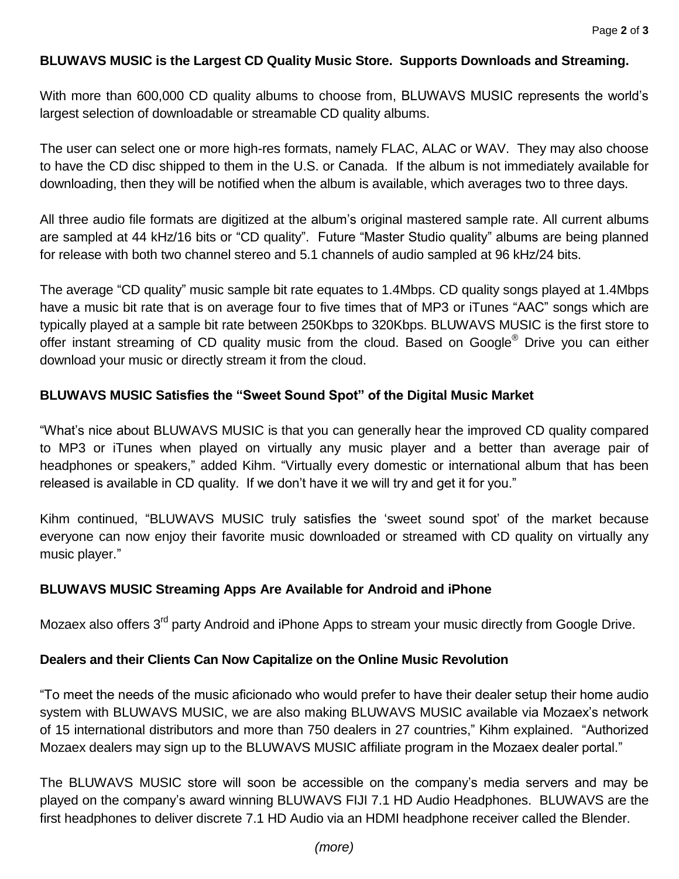**BLUWAVS MUSIC is the Largest CD Quality Music Store. Supports Downloads and Streaming.**

With more than 600,000 CD quality albums to choose from, BLUWAVS MUSIC represents the world's largest selection of downloadable or streamable CD quality albums.

The user can select one or more high-res formats, namely FLAC, ALAC or WAV. They may also choose to have the CD disc shipped to them in the U.S. or Canada. If the album is not immediately available for downloading, then they will be notified when the album is available, which averages two to three days.

All three audio file formats are digitized at the album's original mastered sample rate. All current albums are sampled at 44 kHz/16 bits or "CD quality". Future "Master Studio quality" albums are being planned for release with both two channel stereo and 5.1 channels of audio sampled at 96 kHz/24 bits.

The average "CD quality" music sample bit rate equates to 1.4Mbps. CD quality songs played at 1.4Mbps have a music bit rate that is on average four to five times that of MP3 or iTunes "AAC" songs which are typically played at a sample bit rate between 250Kbps to 320Kbps. BLUWAVS MUSIC is the first store to offer instant streaming of CD quality music from the cloud. Based on Google® Drive you can either download your music or directly stream it from the cloud.

**BLUWAVS MUSIC Satisfies the "Sweet Sound Spot" of the Digital Music Market**

"What's nice about BLUWAVS MUSIC is that you can generally hear the improved CD quality compared to MP3 or iTunes when played on virtually any music player and a better than average pair of headphones or speakers," added Kihm. "Virtually every domestic or international album that has been released is available in CD quality. If we don't have it we will try and get it for you."

Kihm continued, "BLUWAVS MUSIC truly satisfies the 'sweet sound spot' of the market because everyone can now enjoy their favorite music downloaded or streamed with CD quality on virtually any music player."

**BLUWAVS MUSIC Streaming Apps Are Available for Android and iPhone**

Mozaex also offers 3rd party Android and iPhone Apps to stream your music directly from Google Drive.

**Dealers and their Clients Can Now Capitalize on the Online Music Revolution**

"To meet the needs of the music aficionado who would prefer to have their dealer setup their home audio system with BLUWAVS MUSIC, we are also making BLUWAVS MUSIC available via Mozaex's network of 15 international distributors and more than 750 dealers in 27 countries," Kihm explained. "Authorized Mozaex dealers may sign up to the BLUWAVS MUSIC affiliate program in the Mozaex dealer portal."

The BLUWAVS MUSIC store will soon be accessible on the company's media servers and may be played on the company's award winning BLUWAVS FIJI 7.1 HD Audio Headphones. BLUWAVS are the first headphones to deliver discrete 7.1 HD Audio via an HDMI headphone receiver called the Blender.

*(more)*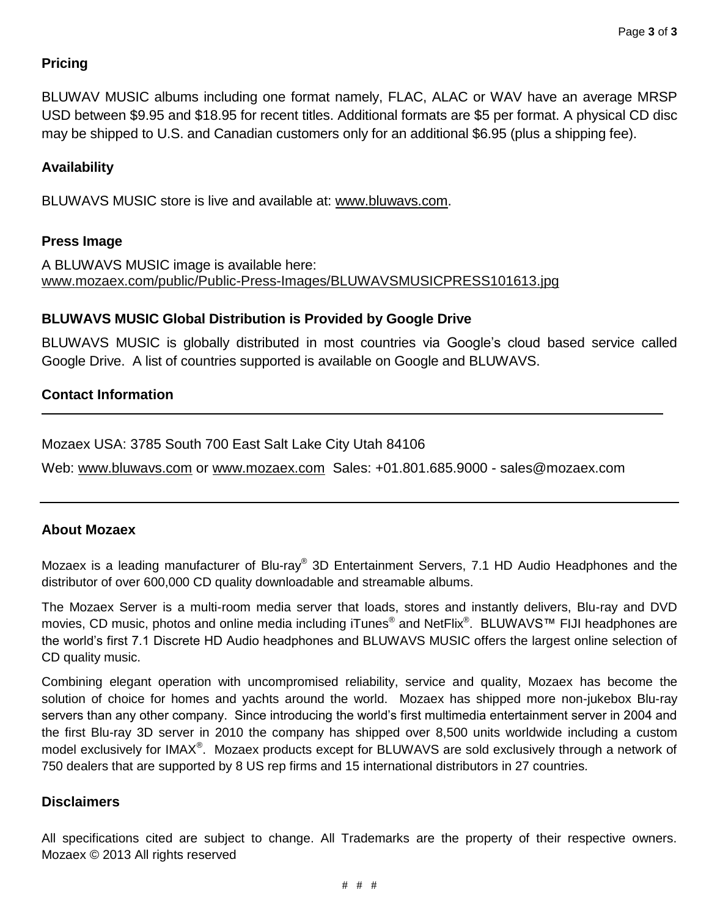## Pricing

BLUWAV MUSIC albums including one format namely, FLAC, ALAC or WAV have an average MRSP USD between $9.95 and $18.95 for recent titles. Additional formats are $5 per format. A physical CD disc may be shipped to U.S. and Canadian customers only for an additional $6.95 (plus a shipping fee).

## Availability

BLUWAVS MUSIC store is live and available at: www.bluwavs.com.

## Press Image

A BLUWAVS MUSIC image is available here:
www.mozaex.com/public/Public-Press-Images/BLUWAVSMUSICPRESS101613.jpg

## BLUWAVS MUSIC Global Distribution is Provided by Google Drive

BLUWAVS MUSIC is globally distributed in most countries via Google's cloud based service called Google Drive. A list of countries supported is available on Google and BLUWAVS.

## Contact Information

---

Mozaex USA: 3785 South 700 East Salt Lake City Utah 84106

Web: www.bluwavs.com or www.mozaex.com Sales: +01.801.685.9000 - sales@mozaex.com

---

## About Mozaex

Mozaex is a leading manufacturer of Blu-ray® 3D Entertainment Servers, 7.1 HD Audio Headphones and the distributor of over 600,000 CD quality downloadable and streamable albums.

The Mozaex Server is a multi-room media server that loads, stores and instantly delivers, Blu-ray and DVD movies, CD music, photos and online media including iTunes® and NetFlix®. BLUWAVS™ FIJI headphones are the world's first 7.1 Discrete HD Audio headphones and BLUWAVS MUSIC offers the largest online selection of CD quality music.

Combining elegant operation with uncompromised reliability, service and quality, Mozaex has become the solution of choice for homes and yachts around the world. Mozaex has shipped more non-jukebox Blu-ray servers than any other company. Since introducing the world's first multimedia entertainment server in 2004 and the first Blu-ray 3D server in 2010 the company has shipped over 8,500 units worldwide including a custom model exclusively for IMAX®. Mozaex products except for BLUWAVS are sold exclusively through a network of 750 dealers that are supported by 8 US rep firms and 15 international distributors in 27 countries.

## Disclaimers

All specifications cited are subject to change. All Trademarks are the property of their respective owners. Mozaex © 2013 All rights reserved

# # #